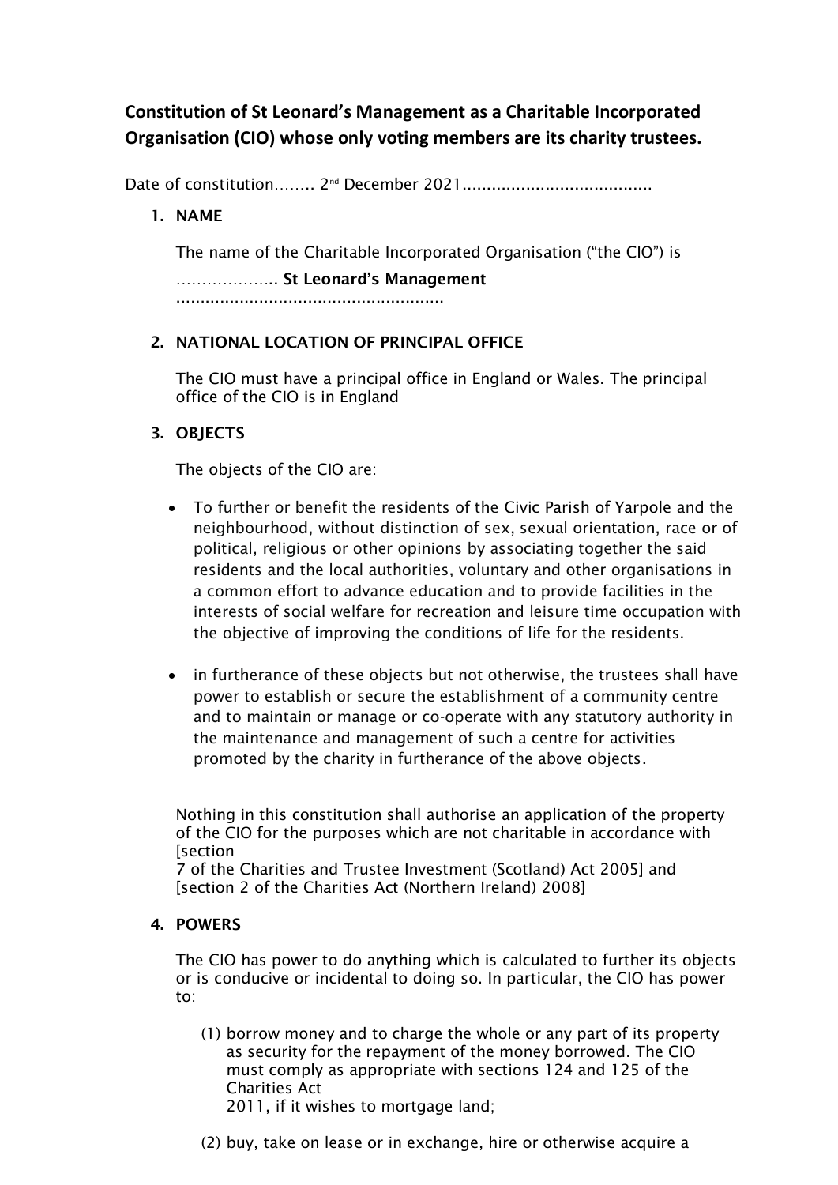**Constitution of St Leonard's Management as a Charitable Incorporated Organisation (CIO) whose only voting members are its charity trustees.**

Date of constitution........ 2nd December 2021.......................................

1. **NAME**

   The name of the Charitable Incorporated Organisation ("the CIO") is

   .................... **St Leonard's Management** .......................................................

2. **NATIONAL LOCATION OF PRINCIPAL OFFICE**

   The CIO must have a principal office in England or Wales. The principal office of the CIO is in England

3. **OBJECTS**

   The objects of the CIO are:

   - To further or benefit the residents of the Civic Parish of Yarpole and the neighbourhood, without distinction of sex, sexual orientation, race or of political, religious or other opinions by associating together the said residents and the local authorities, voluntary and other organisations in a common effort to advance education and to provide facilities in the interests of social welfare for recreation and leisure time occupation with the objective of improving the conditions of life for the residents.

   - in furtherance of these objects but not otherwise, the trustees shall have power to establish or secure the establishment of a community centre and to maintain or manage or co-operate with any statutory authority in the maintenance and management of such a centre for activities promoted by the charity in furtherance of the above objects.

   Nothing in this constitution shall authorise an application of the property of the CIO for the purposes which are not charitable in accordance with [section 7 of the Charities and Trustee Investment (Scotland) Act 2005] and [section 2 of the Charities Act (Northern Ireland) 2008]

4. **POWERS**

   The CIO has power to do anything which is calculated to further its objects or is conducive or incidental to doing so. In particular, the CIO has power to:

   (1) borrow money and to charge the whole or any part of its property as security for the repayment of the money borrowed. The CIO must comply as appropriate with sections 124 and 125 of the Charities Act 2011, if it wishes to mortgage land;

   (2) buy, take on lease or in exchange, hire or otherwise acquire a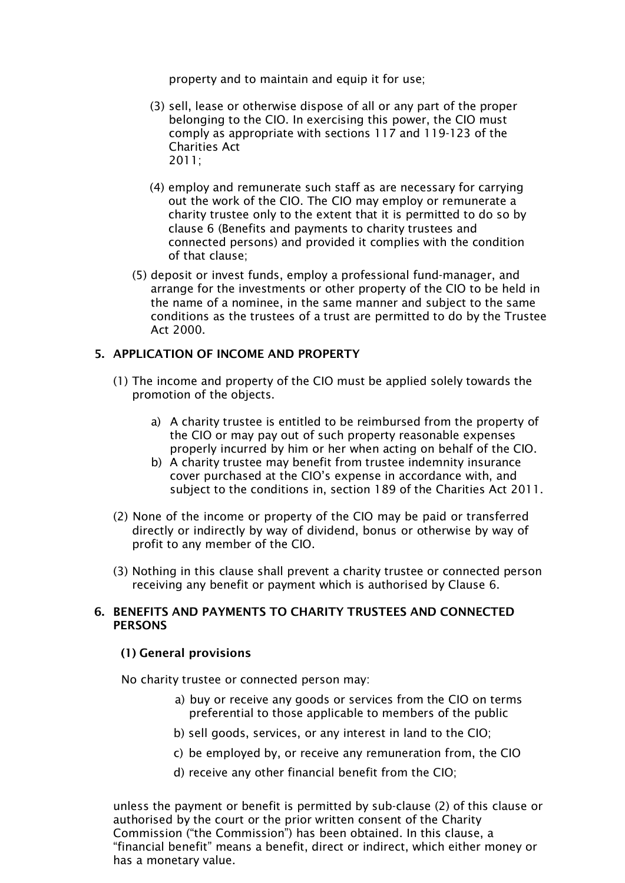property and to maintain and equip it for use;

(3) sell, lease or otherwise dispose of all or any part of the proper belonging to the CIO. In exercising this power, the CIO must comply as appropriate with sections 117 and 119-123 of the Charities Act 2011;

(4) employ and remunerate such staff as are necessary for carrying out the work of the CIO. The CIO may employ or remunerate a charity trustee only to the extent that it is permitted to do so by clause 6 (Benefits and payments to charity trustees and connected persons) and provided it complies with the condition of that clause;

(5) deposit or invest funds, employ a professional fund-manager, and arrange for the investments or other property of the CIO to be held in the name of a nominee, in the same manner and subject to the same conditions as the trustees of a trust are permitted to do by the Trustee Act 2000.

## 5. APPLICATION OF INCOME AND PROPERTY

(1) The income and property of the CIO must be applied solely towards the promotion of the objects.

a) A charity trustee is entitled to be reimbursed from the property of the CIO or may pay out of such property reasonable expenses properly incurred by him or her when acting on behalf of the CIO.
b) A charity trustee may benefit from trustee indemnity insurance cover purchased at the CIO's expense in accordance with, and subject to the conditions in, section 189 of the Charities Act 2011.

(2) None of the income or property of the CIO may be paid or transferred directly or indirectly by way of dividend, bonus or otherwise by way of profit to any member of the CIO.

(3) Nothing in this clause shall prevent a charity trustee or connected person receiving any benefit or payment which is authorised by Clause 6.

## 6. BENEFITS AND PAYMENTS TO CHARITY TRUSTEES AND CONNECTED PERSONS

**(1) General provisions**

No charity trustee or connected person may:

a) buy or receive any goods or services from the CIO on terms preferential to those applicable to members of the public
b) sell goods, services, or any interest in land to the CIO;
c) be employed by, or receive any remuneration from, the CIO
d) receive any other financial benefit from the CIO;

unless the payment or benefit is permitted by sub-clause (2) of this clause or authorised by the court or the prior written consent of the Charity Commission ("the Commission") has been obtained. In this clause, a "financial benefit" means a benefit, direct or indirect, which either money or has a monetary value.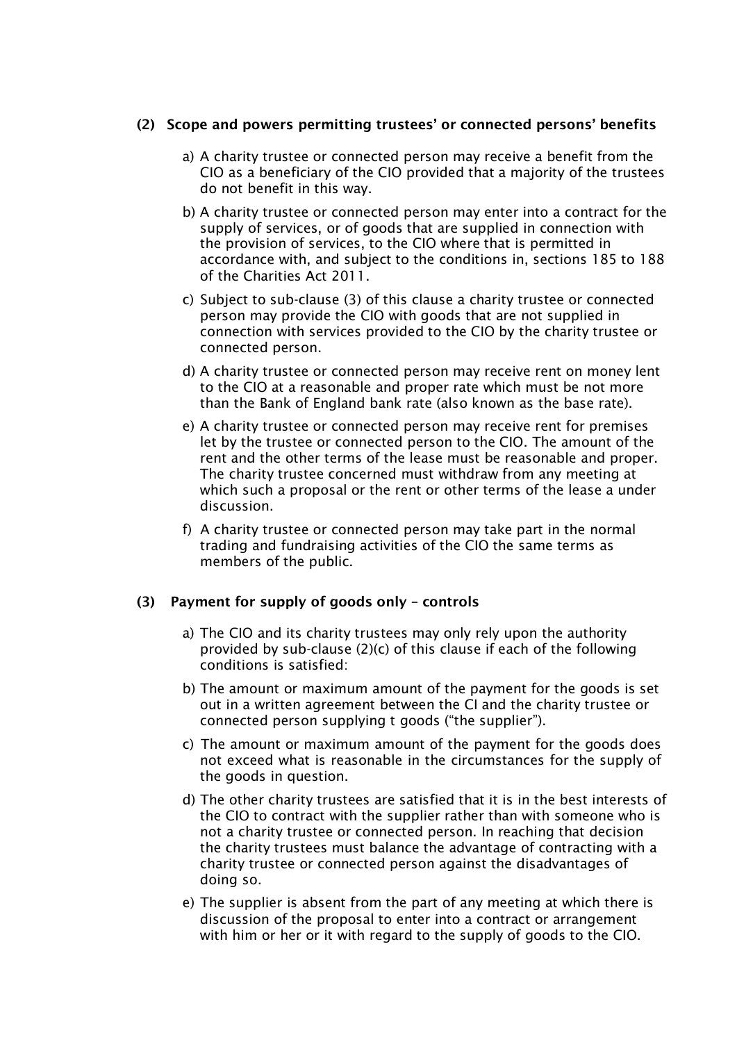**(2) Scope and powers permitting trustees' or connected persons' benefits**

a) A charity trustee or connected person may receive a benefit from the CIO as a beneficiary of the CIO provided that a majority of the trustees do not benefit in this way.

b) A charity trustee or connected person may enter into a contract for the supply of services, or of goods that are supplied in connection with the provision of services, to the CIO where that is permitted in accordance with, and subject to the conditions in, sections 185 to 188 of the Charities Act 2011.

c) Subject to sub-clause (3) of this clause a charity trustee or connected person may provide the CIO with goods that are not supplied in connection with services provided to the CIO by the charity trustee or connected person.

d) A charity trustee or connected person may receive rent on money lent to the CIO at a reasonable and proper rate which must be not more than the Bank of England bank rate (also known as the base rate).

e) A charity trustee or connected person may receive rent for premises let by the trustee or connected person to the CIO. The amount of the rent and the other terms of the lease must be reasonable and proper. The charity trustee concerned must withdraw from any meeting at which such a proposal or the rent or other terms of the lease a under discussion.

f) A charity trustee or connected person may take part in the normal trading and fundraising activities of the CIO the same terms as members of the public.

**(3) Payment for supply of goods only – controls**

a) The CIO and its charity trustees may only rely upon the authority provided by sub-clause (2)(c) of this clause if each of the following conditions is satisfied:

b) The amount or maximum amount of the payment for the goods is set out in a written agreement between the CI and the charity trustee or connected person supplying t goods ("the supplier").

c) The amount or maximum amount of the payment for the goods does not exceed what is reasonable in the circumstances for the supply of the goods in question.

d) The other charity trustees are satisfied that it is in the best interests of the CIO to contract with the supplier rather than with someone who is not a charity trustee or connected person. In reaching that decision the charity trustees must balance the advantage of contracting with a charity trustee or connected person against the disadvantages of doing so.

e) The supplier is absent from the part of any meeting at which there is discussion of the proposal to enter into a contract or arrangement with him or her or it with regard to the supply of goods to the CIO.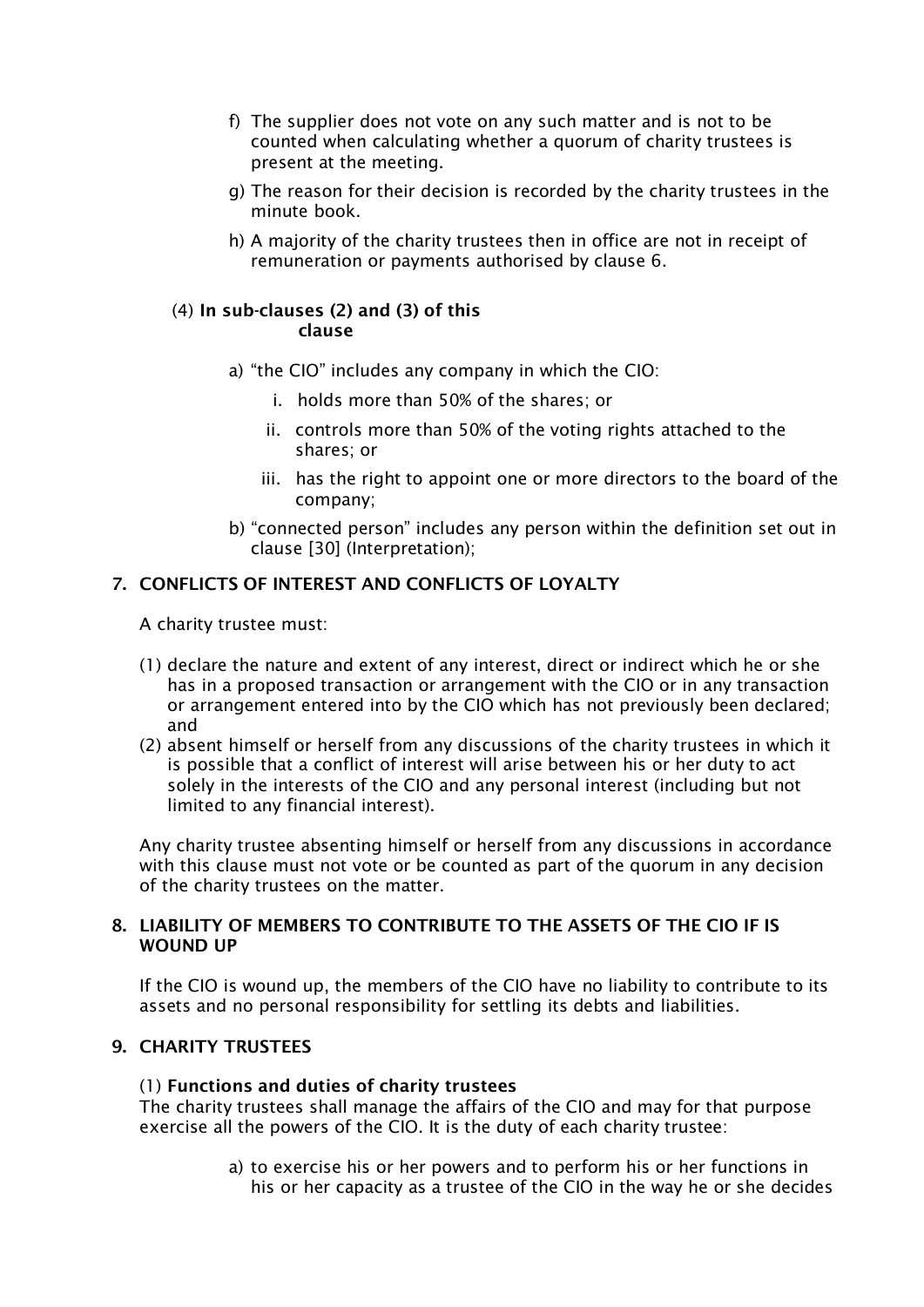f) The supplier does not vote on any such matter and is not to be counted when calculating whether a quorum of charity trustees is present at the meeting.

g) The reason for their decision is recorded by the charity trustees in the minute book.

h) A majority of the charity trustees then in office are not in receipt of remuneration or payments authorised by clause 6.

(4) **In sub-clauses (2) and (3) of this clause**

a) "the CIO" includes any company in which the CIO:

   i. holds more than 50% of the shares; or

   ii. controls more than 50% of the voting rights attached to the shares; or

   iii. has the right to appoint one or more directors to the board of the company;

b) "connected person" includes any person within the definition set out in clause [30] (Interpretation);

## 7. CONFLICTS OF INTEREST AND CONFLICTS OF LOYALTY

A charity trustee must:

(1) declare the nature and extent of any interest, direct or indirect which he or she has in a proposed transaction or arrangement with the CIO or in any transaction or arrangement entered into by the CIO which has not previously been declared; and

(2) absent himself or herself from any discussions of the charity trustees in which it is possible that a conflict of interest will arise between his or her duty to act solely in the interests of the CIO and any personal interest (including but not limited to any financial interest).

Any charity trustee absenting himself or herself from any discussions in accordance with this clause must not vote or be counted as part of the quorum in any decision of the charity trustees on the matter.

## 8. LIABILITY OF MEMBERS TO CONTRIBUTE TO THE ASSETS OF THE CIO IF IS WOUND UP

If the CIO is wound up, the members of the CIO have no liability to contribute to its assets and no personal responsibility for settling its debts and liabilities.

## 9. CHARITY TRUSTEES

(1) **Functions and duties of charity trustees**

The charity trustees shall manage the affairs of the CIO and may for that purpose exercise all the powers of the CIO. It is the duty of each charity trustee:

a) to exercise his or her powers and to perform his or her functions in his or her capacity as a trustee of the CIO in the way he or she decides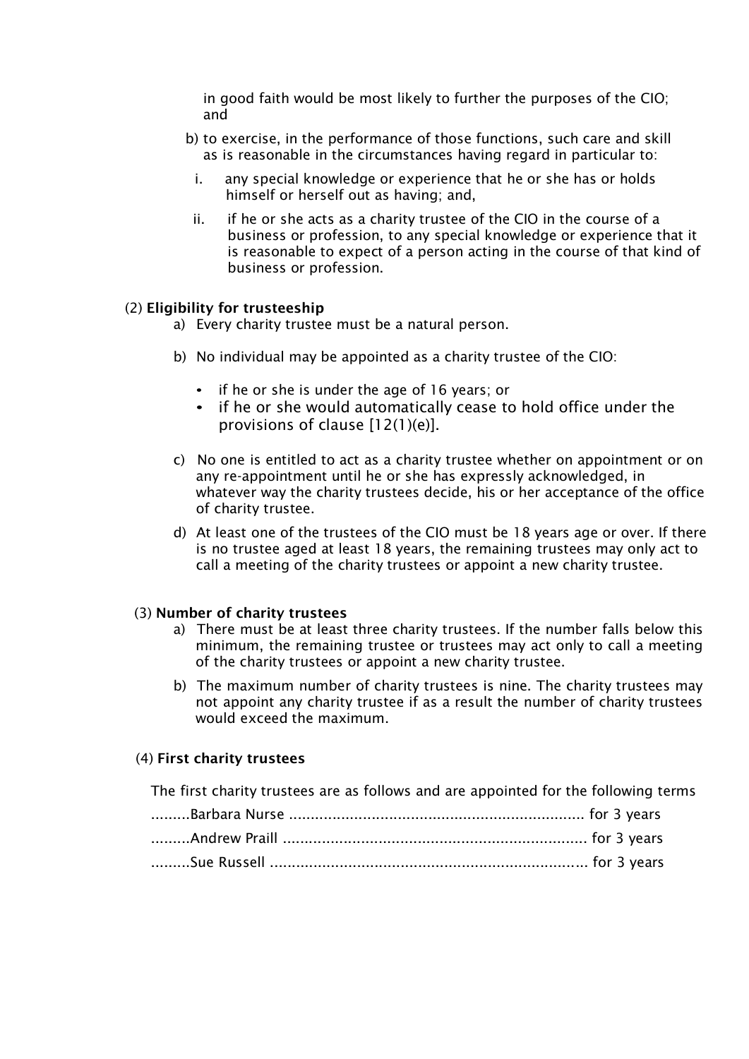in good faith would be most likely to further the purposes of the CIO; and

b) to exercise, in the performance of those functions, such care and skill as is reasonable in the circumstances having regard in particular to:

   i. any special knowledge or experience that he or she has or holds himself or herself out as having; and,

   ii. if he or she acts as a charity trustee of the CIO in the course of a business or profession, to any special knowledge or experience that it is reasonable to expect of a person acting in the course of that kind of business or profession.

(2) **Eligibility for trusteeship**

a) Every charity trustee must be a natural person.

b) No individual may be appointed as a charity trustee of the CIO:

- if he or she is under the age of 16 years; or
- if he or she would automatically cease to hold office under the provisions of clause [12(1)(e)].

c) No one is entitled to act as a charity trustee whether on appointment or on any re-appointment until he or she has expressly acknowledged, in whatever way the charity trustees decide, his or her acceptance of the office of charity trustee.

d) At least one of the trustees of the CIO must be 18 years age or over. If there is no trustee aged at least 18 years, the remaining trustees may only act to call a meeting of the charity trustees or appoint a new charity trustee.

(3) **Number of charity trustees**

a) There must be at least three charity trustees. If the number falls below this minimum, the remaining trustee or trustees may act only to call a meeting of the charity trustees or appoint a new charity trustee.

b) The maximum number of charity trustees is nine. The charity trustees may not appoint any charity trustee if as a result the number of charity trustees would exceed the maximum.

(4) **First charity trustees**

The first charity trustees are as follows and are appointed for the following terms

.........Barbara Nurse .................................................................... for 3 years

.........Andrew Praill ...................................................................... for 3 years

.........Sue Russell ......................................................................... for 3 years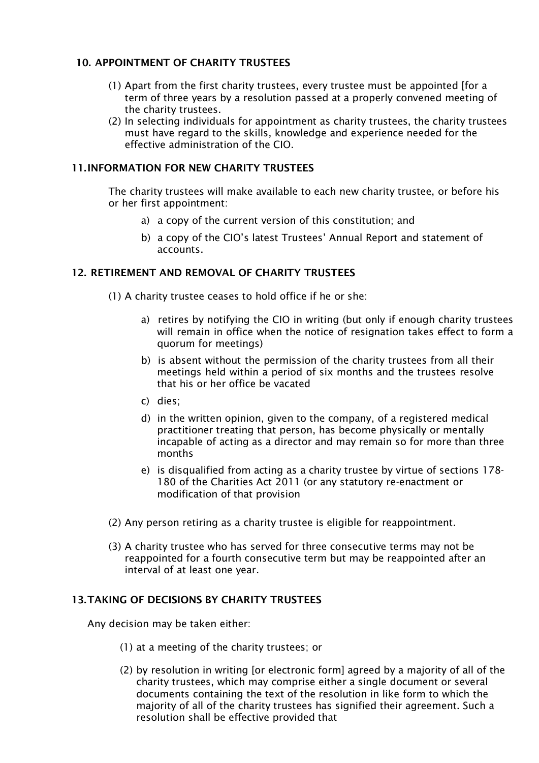## 10. APPOINTMENT OF CHARITY TRUSTEES

(1) Apart from the first charity trustees, every trustee must be appointed [for a term of three years by a resolution passed at a properly convened meeting of the charity trustees.

(2) In selecting individuals for appointment as charity trustees, the charity trustees must have regard to the skills, knowledge and experience needed for the effective administration of the CIO.

## 11. INFORMATION FOR NEW CHARITY TRUSTEES

The charity trustees will make available to each new charity trustee, or before his or her first appointment:

a) a copy of the current version of this constitution; and

b) a copy of the CIO's latest Trustees' Annual Report and statement of accounts.

## 12. RETIREMENT AND REMOVAL OF CHARITY TRUSTEES

(1) A charity trustee ceases to hold office if he or she:

a) retires by notifying the CIO in writing (but only if enough charity trustees will remain in office when the notice of resignation takes effect to form a quorum for meetings)

b) is absent without the permission of the charity trustees from all their meetings held within a period of six months and the trustees resolve that his or her office be vacated

c) dies;

d) in the written opinion, given to the company, of a registered medical practitioner treating that person, has become physically or mentally incapable of acting as a director and may remain so for more than three months

e) is disqualified from acting as a charity trustee by virtue of sections 178-180 of the Charities Act 2011 (or any statutory re-enactment or modification of that provision

(2) Any person retiring as a charity trustee is eligible for reappointment.

(3) A charity trustee who has served for three consecutive terms may not be reappointed for a fourth consecutive term but may be reappointed after an interval of at least one year.

## 13. TAKING OF DECISIONS BY CHARITY TRUSTEES

Any decision may be taken either:

(1) at a meeting of the charity trustees; or

(2) by resolution in writing [or electronic form] agreed by a majority of all of the charity trustees, which may comprise either a single document or several documents containing the text of the resolution in like form to which the majority of all of the charity trustees has signified their agreement. Such a resolution shall be effective provided that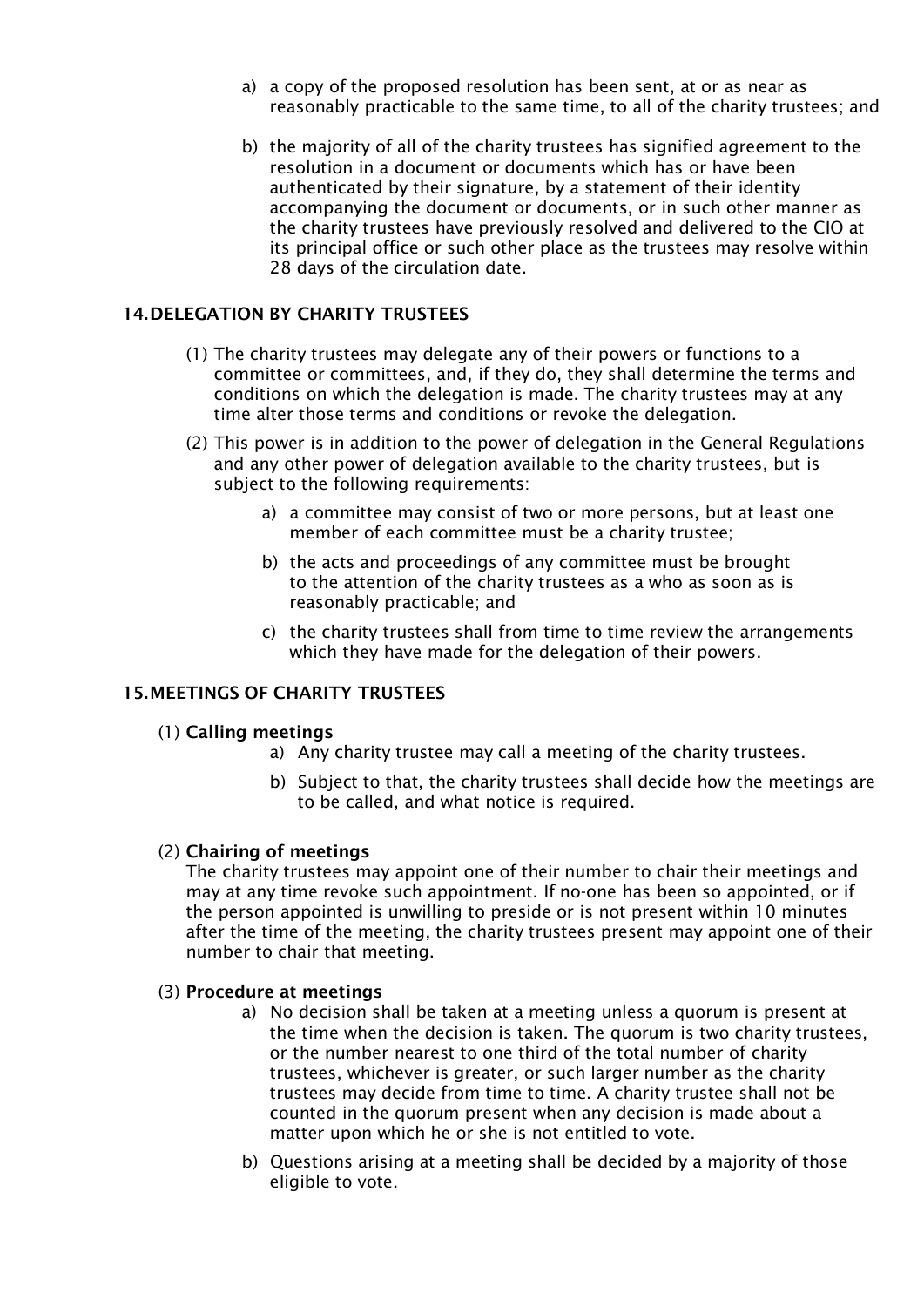a) a copy of the proposed resolution has been sent, at or as near as reasonably practicable to the same time, to all of the charity trustees; and

b) the majority of all of the charity trustees has signified agreement to the resolution in a document or documents which has or have been authenticated by their signature, by a statement of their identity accompanying the document or documents, or in such other manner as the charity trustees have previously resolved and delivered to the CIO at its principal office or such other place as the trustees may resolve within 28 days of the circulation date.

## 14. DELEGATION BY CHARITY TRUSTEES

(1) The charity trustees may delegate any of their powers or functions to a committee or committees, and, if they do, they shall determine the terms and conditions on which the delegation is made. The charity trustees may at any time alter those terms and conditions or revoke the delegation.

(2) This power is in addition to the power of delegation in the General Regulations and any other power of delegation available to the charity trustees, but is subject to the following requirements:

a) a committee may consist of two or more persons, but at least one member of each committee must be a charity trustee;

b) the acts and proceedings of any committee must be brought to the attention of the charity trustees as a who as soon as is reasonably practicable; and

c) the charity trustees shall from time to time review the arrangements which they have made for the delegation of their powers.

## 15. MEETINGS OF CHARITY TRUSTEES

(1) **Calling meetings**

a) Any charity trustee may call a meeting of the charity trustees.

b) Subject to that, the charity trustees shall decide how the meetings are to be called, and what notice is required.

(2) **Chairing of meetings**

The charity trustees may appoint one of their number to chair their meetings and may at any time revoke such appointment. If no-one has been so appointed, or if the person appointed is unwilling to preside or is not present within 10 minutes after the time of the meeting, the charity trustees present may appoint one of their number to chair that meeting.

(3) **Procedure at meetings**

a) No decision shall be taken at a meeting unless a quorum is present at the time when the decision is taken. The quorum is two charity trustees, or the number nearest to one third of the total number of charity trustees, whichever is greater, or such larger number as the charity trustees may decide from time to time. A charity trustee shall not be counted in the quorum present when any decision is made about a matter upon which he or she is not entitled to vote.

b) Questions arising at a meeting shall be decided by a majority of those eligible to vote.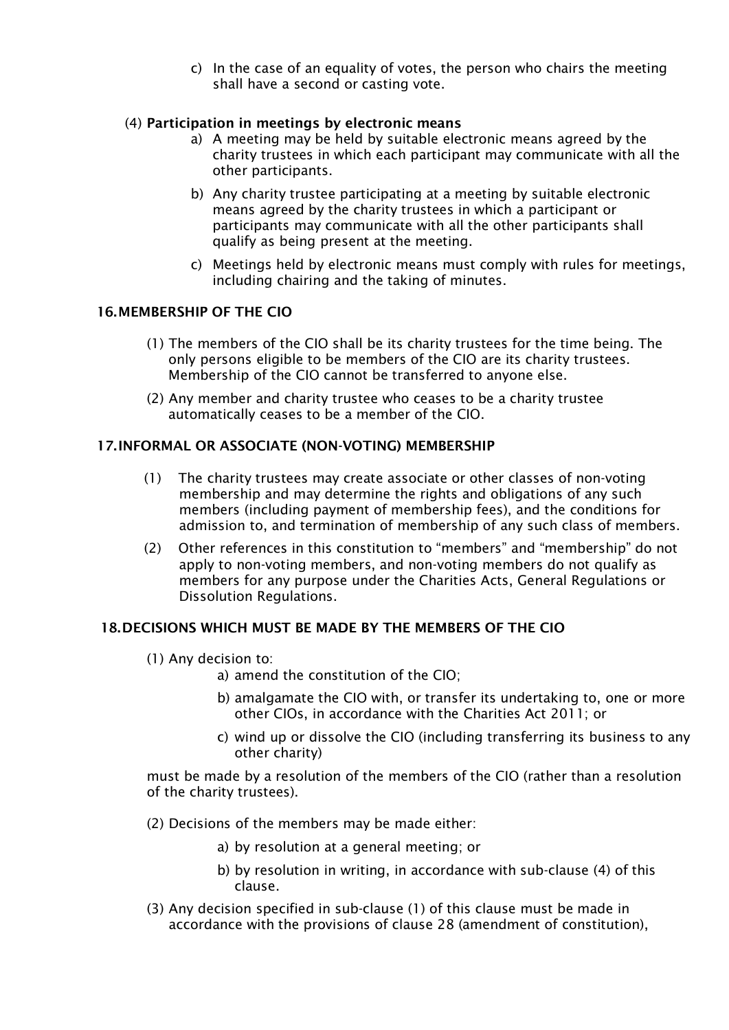c) In the case of an equality of votes, the person who chairs the meeting shall have a second or casting vote.

(4) **Participation in meetings by electronic means**

a) A meeting may be held by suitable electronic means agreed by the charity trustees in which each participant may communicate with all the other participants.

b) Any charity trustee participating at a meeting by suitable electronic means agreed by the charity trustees in which a participant or participants may communicate with all the other participants shall qualify as being present at the meeting.

c) Meetings held by electronic means must comply with rules for meetings, including chairing and the taking of minutes.

## 16. MEMBERSHIP OF THE CIO

(1) The members of the CIO shall be its charity trustees for the time being. The only persons eligible to be members of the CIO are its charity trustees. Membership of the CIO cannot be transferred to anyone else.

(2) Any member and charity trustee who ceases to be a charity trustee automatically ceases to be a member of the CIO.

## 17. INFORMAL OR ASSOCIATE (NON-VOTING) MEMBERSHIP

(1) The charity trustees may create associate or other classes of non-voting membership and may determine the rights and obligations of any such members (including payment of membership fees), and the conditions for admission to, and termination of membership of any such class of members.

(2) Other references in this constitution to “members” and “membership” do not apply to non-voting members, and non-voting members do not qualify as members for any purpose under the Charities Acts, General Regulations or Dissolution Regulations.

## 18. DECISIONS WHICH MUST BE MADE BY THE MEMBERS OF THE CIO

(1) Any decision to:

a) amend the constitution of the CIO;

b) amalgamate the CIO with, or transfer its undertaking to, one or more other CIOs, in accordance with the Charities Act 2011; or

c) wind up or dissolve the CIO (including transferring its business to any other charity)

must be made by a resolution of the members of the CIO (rather than a resolution of the charity trustees).

(2) Decisions of the members may be made either:

a) by resolution at a general meeting; or

b) by resolution in writing, in accordance with sub-clause (4) of this clause.

(3) Any decision specified in sub-clause (1) of this clause must be made in accordance with the provisions of clause 28 (amendment of constitution),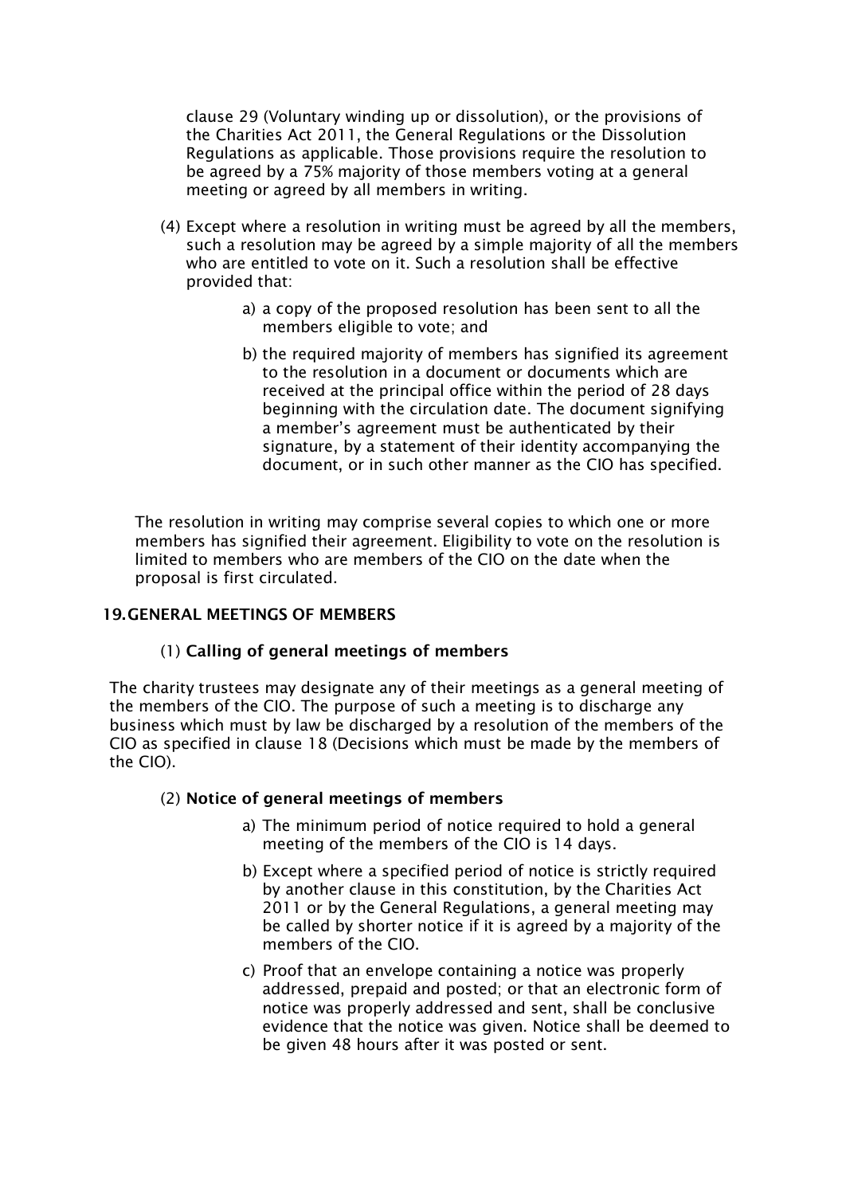clause 29 (Voluntary winding up or dissolution), or the provisions of the Charities Act 2011, the General Regulations or the Dissolution Regulations as applicable. Those provisions require the resolution to be agreed by a 75% majority of those members voting at a general meeting or agreed by all members in writing.

(4) Except where a resolution in writing must be agreed by all the members, such a resolution may be agreed by a simple majority of all the members who are entitled to vote on it. Such a resolution shall be effective provided that:

- a) a copy of the proposed resolution has been sent to all the members eligible to vote; and
- b) the required majority of members has signified its agreement to the resolution in a document or documents which are received at the principal office within the period of 28 days beginning with the circulation date. The document signifying a member's agreement must be authenticated by their signature, by a statement of their identity accompanying the document, or in such other manner as the CIO has specified.

The resolution in writing may comprise several copies to which one or more members has signified their agreement. Eligibility to vote on the resolution is limited to members who are members of the CIO on the date when the proposal is first circulated.

## 19. GENERAL MEETINGS OF MEMBERS

### (1) Calling of general meetings of members

The charity trustees may designate any of their meetings as a general meeting of the members of the CIO. The purpose of such a meeting is to discharge any business which must by law be discharged by a resolution of the members of the CIO as specified in clause 18 (Decisions which must be made by the members of the CIO).

### (2) Notice of general meetings of members

- a) The minimum period of notice required to hold a general meeting of the members of the CIO is 14 days.
- b) Except where a specified period of notice is strictly required by another clause in this constitution, by the Charities Act 2011 or by the General Regulations, a general meeting may be called by shorter notice if it is agreed by a majority of the members of the CIO.
- c) Proof that an envelope containing a notice was properly addressed, prepaid and posted; or that an electronic form of notice was properly addressed and sent, shall be conclusive evidence that the notice was given. Notice shall be deemed to be given 48 hours after it was posted or sent.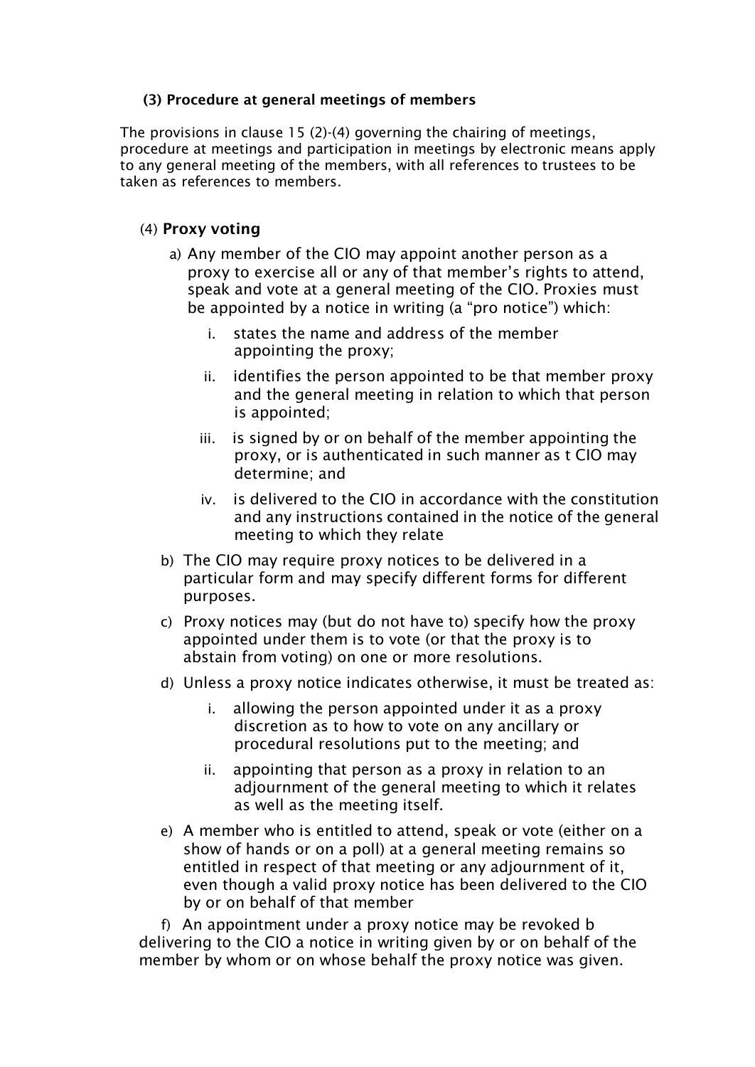**(3) Procedure at general meetings of members**

The provisions in clause 15 (2)-(4) governing the chairing of meetings, procedure at meetings and participation in meetings by electronic means apply to any general meeting of the members, with all references to trustees to be taken as references to members.

(4) **Proxy voting**

a) Any member of the CIO may appoint another person as a proxy to exercise all or any of that member's rights to attend, speak and vote at a general meeting of the CIO. Proxies must be appointed by a notice in writing (a "pro notice") which:

   i. states the name and address of the member appointing the proxy;

   ii. identifies the person appointed to be that member proxy and the general meeting in relation to which that person is appointed;

   iii. is signed by or on behalf of the member appointing the proxy, or is authenticated in such manner as t CIO may determine; and

   iv. is delivered to the CIO in accordance with the constitution and any instructions contained in the notice of the general meeting to which they relate

b) The CIO may require proxy notices to be delivered in a particular form and may specify different forms for different purposes.

c) Proxy notices may (but do not have to) specify how the proxy appointed under them is to vote (or that the proxy is to abstain from voting) on one or more resolutions.

d) Unless a proxy notice indicates otherwise, it must be treated as:

   i. allowing the person appointed under it as a proxy discretion as to how to vote on any ancillary or procedural resolutions put to the meeting; and

   ii. appointing that person as a proxy in relation to an adjournment of the general meeting to which it relates as well as the meeting itself.

e) A member who is entitled to attend, speak or vote (either on a show of hands or on a poll) at a general meeting remains so entitled in respect of that meeting or any adjournment of it, even though a valid proxy notice has been delivered to the CIO by or on behalf of that member

f) An appointment under a proxy notice may be revoked b delivering to the CIO a notice in writing given by or on behalf of the member by whom or on whose behalf the proxy notice was given.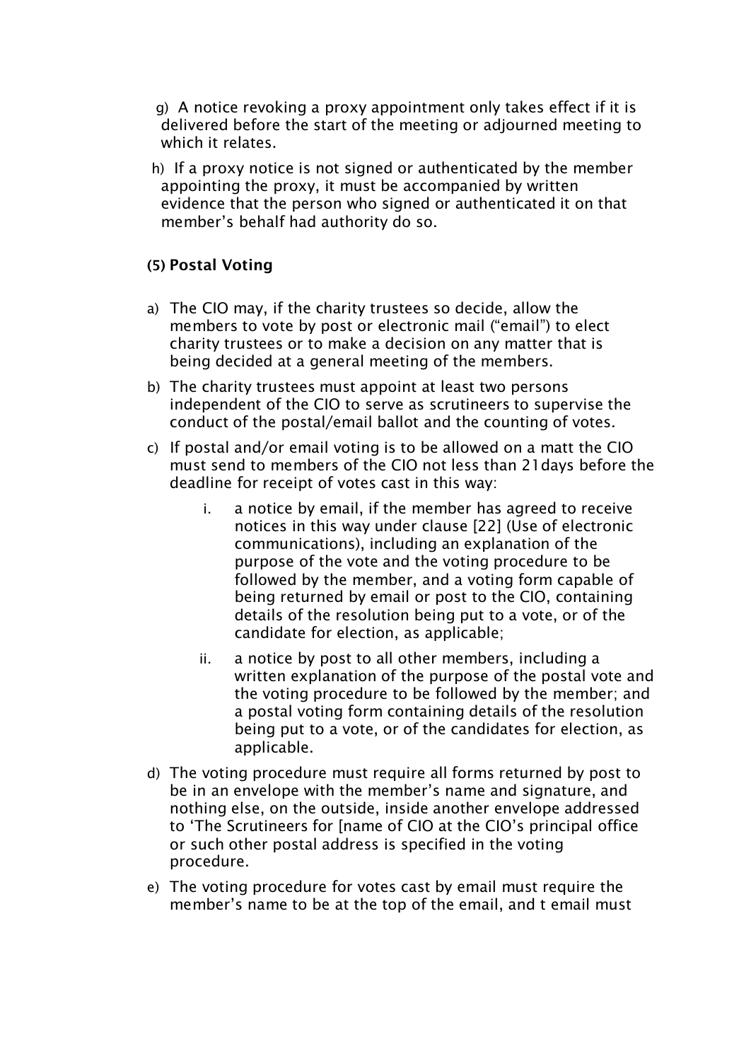g) A notice revoking a proxy appointment only takes effect if it is delivered before the start of the meeting or adjourned meeting to which it relates.

h) If a proxy notice is not signed or authenticated by the member appointing the proxy, it must be accompanied by written evidence that the person who signed or authenticated it on that member's behalf had authority do so.

**(5) Postal Voting**

a) The CIO may, if the charity trustees so decide, allow the members to vote by post or electronic mail ("email") to elect charity trustees or to make a decision on any matter that is being decided at a general meeting of the members.

b) The charity trustees must appoint at least two persons independent of the CIO to serve as scrutineers to supervise the conduct of the postal/email ballot and the counting of votes.

c) If postal and/or email voting is to be allowed on a matt the CIO must send to members of the CIO not less than 21days before the deadline for receipt of votes cast in this way:

   i. a notice by email, if the member has agreed to receive notices in this way under clause [22] (Use of electronic communications), including an explanation of the purpose of the vote and the voting procedure to be followed by the member, and a voting form capable of being returned by email or post to the CIO, containing details of the resolution being put to a vote, or of the candidate for election, as applicable;

   ii. a notice by post to all other members, including a written explanation of the purpose of the postal vote and the voting procedure to be followed by the member; and a postal voting form containing details of the resolution being put to a vote, or of the candidates for election, as applicable.

d) The voting procedure must require all forms returned by post to be in an envelope with the member's name and signature, and nothing else, on the outside, inside another envelope addressed to 'The Scrutineers for [name of CIO at the CIO's principal office or such other postal address is specified in the voting procedure.

e) The voting procedure for votes cast by email must require the member's name to be at the top of the email, and t email must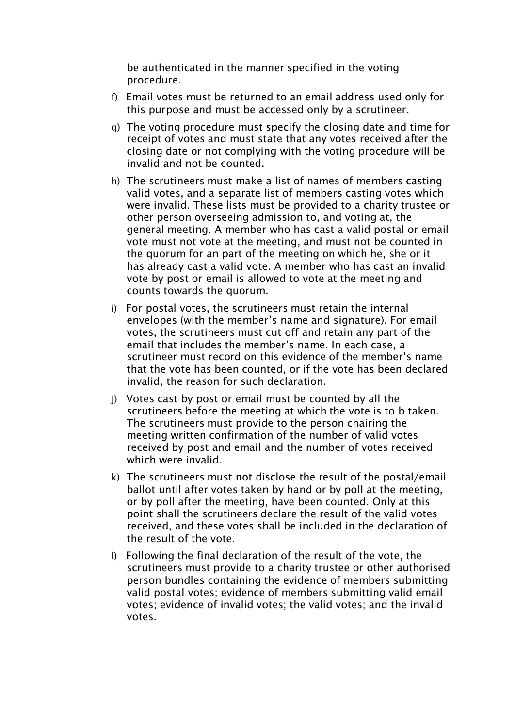be authenticated in the manner specified in the voting procedure.

f) Email votes must be returned to an email address used only for this purpose and must be accessed only by a scrutineer.

g) The voting procedure must specify the closing date and time for receipt of votes and must state that any votes received after the closing date or not complying with the voting procedure will be invalid and not be counted.

h) The scrutineers must make a list of names of members casting valid votes, and a separate list of members casting votes which were invalid. These lists must be provided to a charity trustee or other person overseeing admission to, and voting at, the general meeting. A member who has cast a valid postal or email vote must not vote at the meeting, and must not be counted in the quorum for an part of the meeting on which he, she or it has already cast a valid vote. A member who has cast an invalid vote by post or email is allowed to vote at the meeting and counts towards the quorum.

i) For postal votes, the scrutineers must retain the internal envelopes (with the member's name and signature). For email votes, the scrutineers must cut off and retain any part of the email that includes the member's name. In each case, a scrutineer must record on this evidence of the member's name that the vote has been counted, or if the vote has been declared invalid, the reason for such declaration.

j) Votes cast by post or email must be counted by all the scrutineers before the meeting at which the vote is to b taken. The scrutineers must provide to the person chairing the meeting written confirmation of the number of valid votes received by post and email and the number of votes received which were invalid.

k) The scrutineers must not disclose the result of the postal/email ballot until after votes taken by hand or by poll at the meeting, or by poll after the meeting, have been counted. Only at this point shall the scrutineers declare the result of the valid votes received, and these votes shall be included in the declaration of the result of the vote.

l) Following the final declaration of the result of the vote, the scrutineers must provide to a charity trustee or other authorised person bundles containing the evidence of members submitting valid postal votes; evidence of members submitting valid email votes; evidence of invalid votes; the valid votes; and the invalid votes.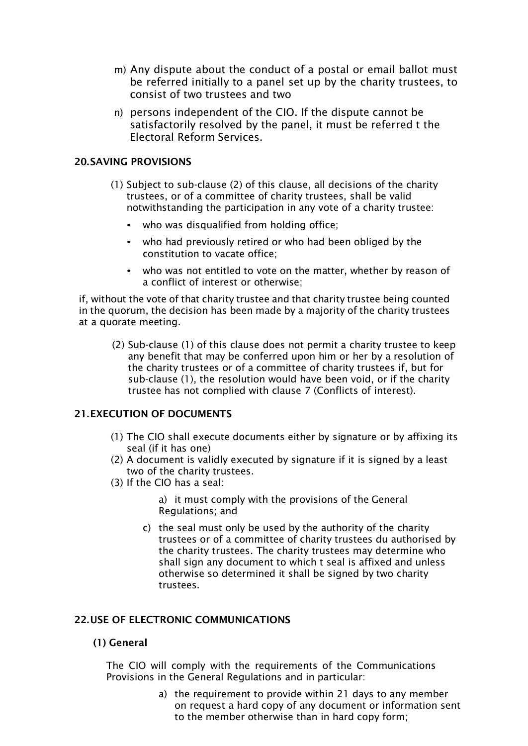m) Any dispute about the conduct of a postal or email ballot must be referred initially to a panel set up by the charity trustees, to consist of two trustees and two

n) persons independent of the CIO. If the dispute cannot be satisfactorily resolved by the panel, it must be referred t the Electoral Reform Services.

### 20. SAVING PROVISIONS

(1) Subject to sub-clause (2) of this clause, all decisions of the charity trustees, or of a committee of charity trustees, shall be valid notwithstanding the participation in any vote of a charity trustee:

- who was disqualified from holding office;
- who had previously retired or who had been obliged by the constitution to vacate office;
- who was not entitled to vote on the matter, whether by reason of a conflict of interest or otherwise;

if, without the vote of that charity trustee and that charity trustee being counted in the quorum, the decision has been made by a majority of the charity trustees at a quorate meeting.

(2) Sub-clause (1) of this clause does not permit a charity trustee to keep any benefit that may be conferred upon him or her by a resolution of the charity trustees or of a committee of charity trustees if, but for sub-clause (1), the resolution would have been void, or if the charity trustee has not complied with clause 7 (Conflicts of interest).

### 21. EXECUTION OF DOCUMENTS

(1) The CIO shall execute documents either by signature or by affixing its seal (if it has one)

(2) A document is validly executed by signature if it is signed by a least two of the charity trustees.

(3) If the CIO has a seal:

a) it must comply with the provisions of the General Regulations; and

c) the seal must only be used by the authority of the charity trustees or of a committee of charity trustees du authorised by the charity trustees. The charity trustees may determine who shall sign any document to which t seal is affixed and unless otherwise so determined it shall be signed by two charity trustees.

### 22. USE OF ELECTRONIC COMMUNICATIONS

**(1) General**

The CIO will comply with the requirements of the Communications Provisions in the General Regulations and in particular:

a) the requirement to provide within 21 days to any member on request a hard copy of any document or information sent to the member otherwise than in hard copy form;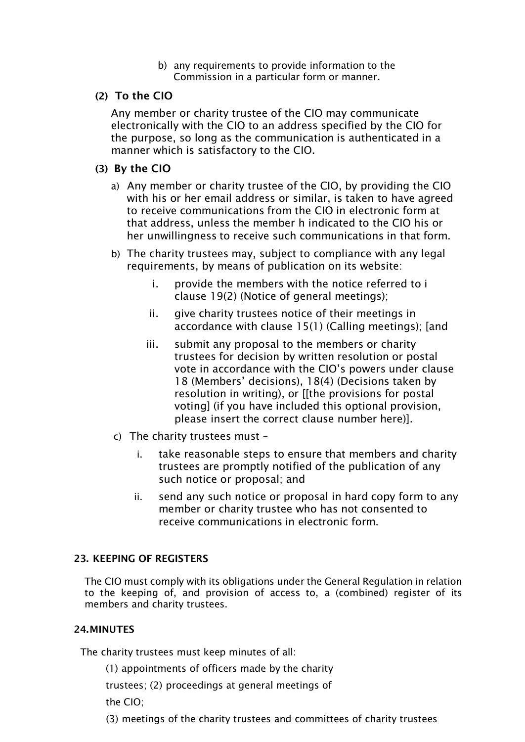b) any requirements to provide information to the Commission in a particular form or manner.

**(2) To the CIO**

Any member or charity trustee of the CIO may communicate electronically with the CIO to an address specified by the CIO for the purpose, so long as the communication is authenticated in a manner which is satisfactory to the CIO.

**(3) By the CIO**

a) Any member or charity trustee of the CIO, by providing the CIO with his or her email address or similar, is taken to have agreed to receive communications from the CIO in electronic form at that address, unless the member h indicated to the CIO his or her unwillingness to receive such communications in that form.

b) The charity trustees may, subject to compliance with any legal requirements, by means of publication on its website:

   i. provide the members with the notice referred to i clause 19(2) (Notice of general meetings);

   ii. give charity trustees notice of their meetings in accordance with clause 15(1) (Calling meetings); [and

   iii. submit any proposal to the members or charity trustees for decision by written resolution or postal vote in accordance with the CIO's powers under clause 18 (Members' decisions), 18(4) (Decisions taken by resolution in writing), or [[the provisions for postal voting] (if you have included this optional provision, please insert the correct clause number here)].

c) The charity trustees must –

   i. take reasonable steps to ensure that members and charity trustees are promptly notified of the publication of any such notice or proposal; and

   ii. send any such notice or proposal in hard copy form to any member or charity trustee who has not consented to receive communications in electronic form.

### 23. KEEPING OF REGISTERS

The CIO must comply with its obligations under the General Regulation in relation to the keeping of, and provision of access to, a (combined) register of its members and charity trustees.

### 24. MINUTES

The charity trustees must keep minutes of all:

(1) appointments of officers made by the charity trustees;

(2) proceedings at general meetings of the CIO;

(3) meetings of the charity trustees and committees of charity trustees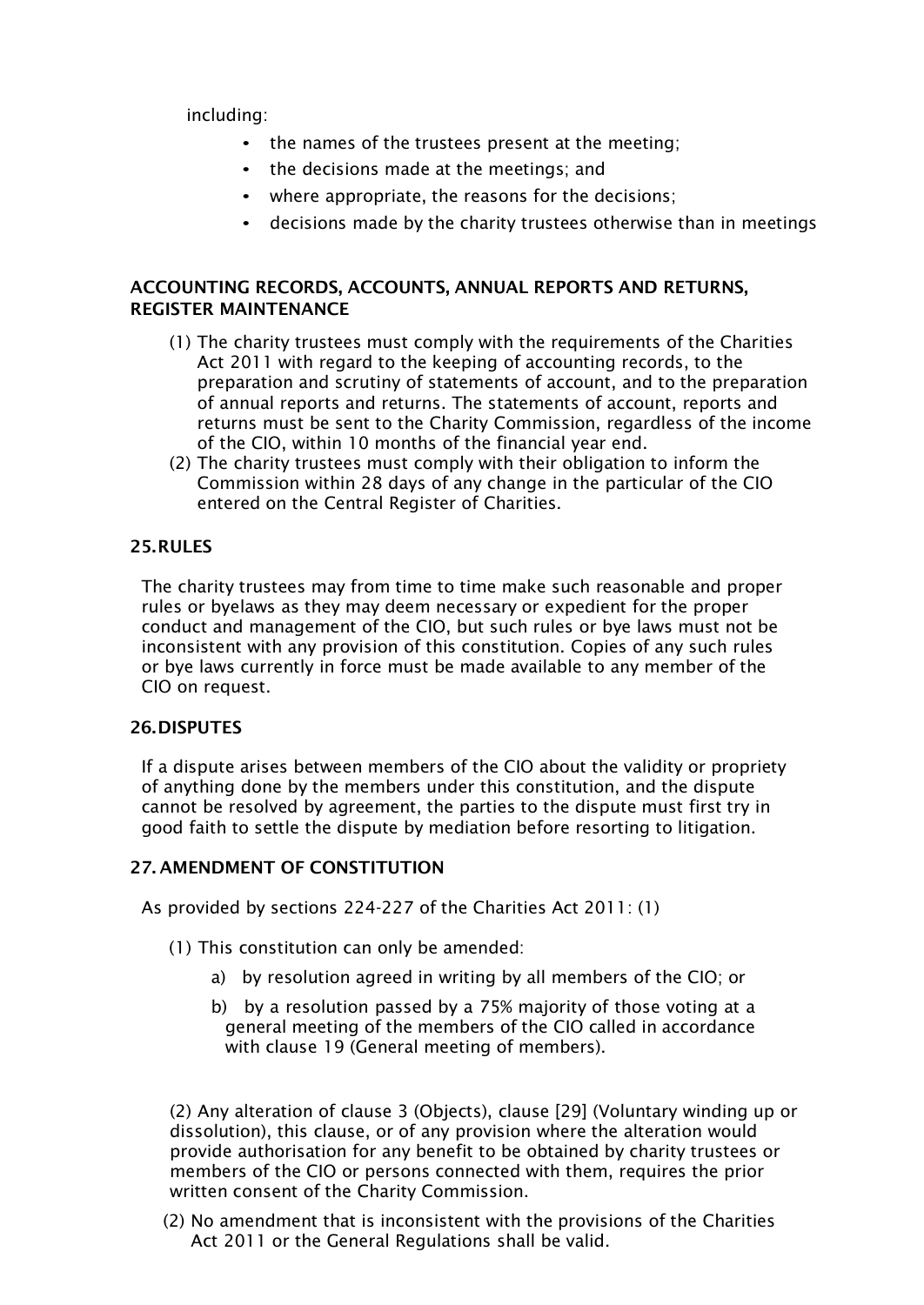including:

- the names of the trustees present at the meeting;
- the decisions made at the meetings; and
- where appropriate, the reasons for the decisions;
- decisions made by the charity trustees otherwise than in meetings

**ACCOUNTING RECORDS, ACCOUNTS, ANNUAL REPORTS AND RETURNS, REGISTER MAINTENANCE**

(1) The charity trustees must comply with the requirements of the Charities Act 2011 with regard to the keeping of accounting records, to the preparation and scrutiny of statements of account, and to the preparation of annual reports and returns. The statements of account, reports and returns must be sent to the Charity Commission, regardless of the income of the CIO, within 10 months of the financial year end.

(2) The charity trustees must comply with their obligation to inform the Commission within 28 days of any change in the particular of the CIO entered on the Central Register of Charities.

**25. RULES**

The charity trustees may from time to time make such reasonable and proper rules or byelaws as they may deem necessary or expedient for the proper conduct and management of the CIO, but such rules or bye laws must not be inconsistent with any provision of this constitution. Copies of any such rules or bye laws currently in force must be made available to any member of the CIO on request.

**26. DISPUTES**

If a dispute arises between members of the CIO about the validity or propriety of anything done by the members under this constitution, and the dispute cannot be resolved by agreement, the parties to the dispute must first try in good faith to settle the dispute by mediation before resorting to litigation.

**27. AMENDMENT OF CONSTITUTION**

As provided by sections 224-227 of the Charities Act 2011: (1)

(1) This constitution can only be amended:

a) by resolution agreed in writing by all members of the CIO; or

b) by a resolution passed by a 75% majority of those voting at a general meeting of the members of the CIO called in accordance with clause 19 (General meeting of members).

(2) Any alteration of clause 3 (Objects), clause [29] (Voluntary winding up or dissolution), this clause, or of any provision where the alteration would provide authorisation for any benefit to be obtained by charity trustees or members of the CIO or persons connected with them, requires the prior written consent of the Charity Commission.

(2) No amendment that is inconsistent with the provisions of the Charities Act 2011 or the General Regulations shall be valid.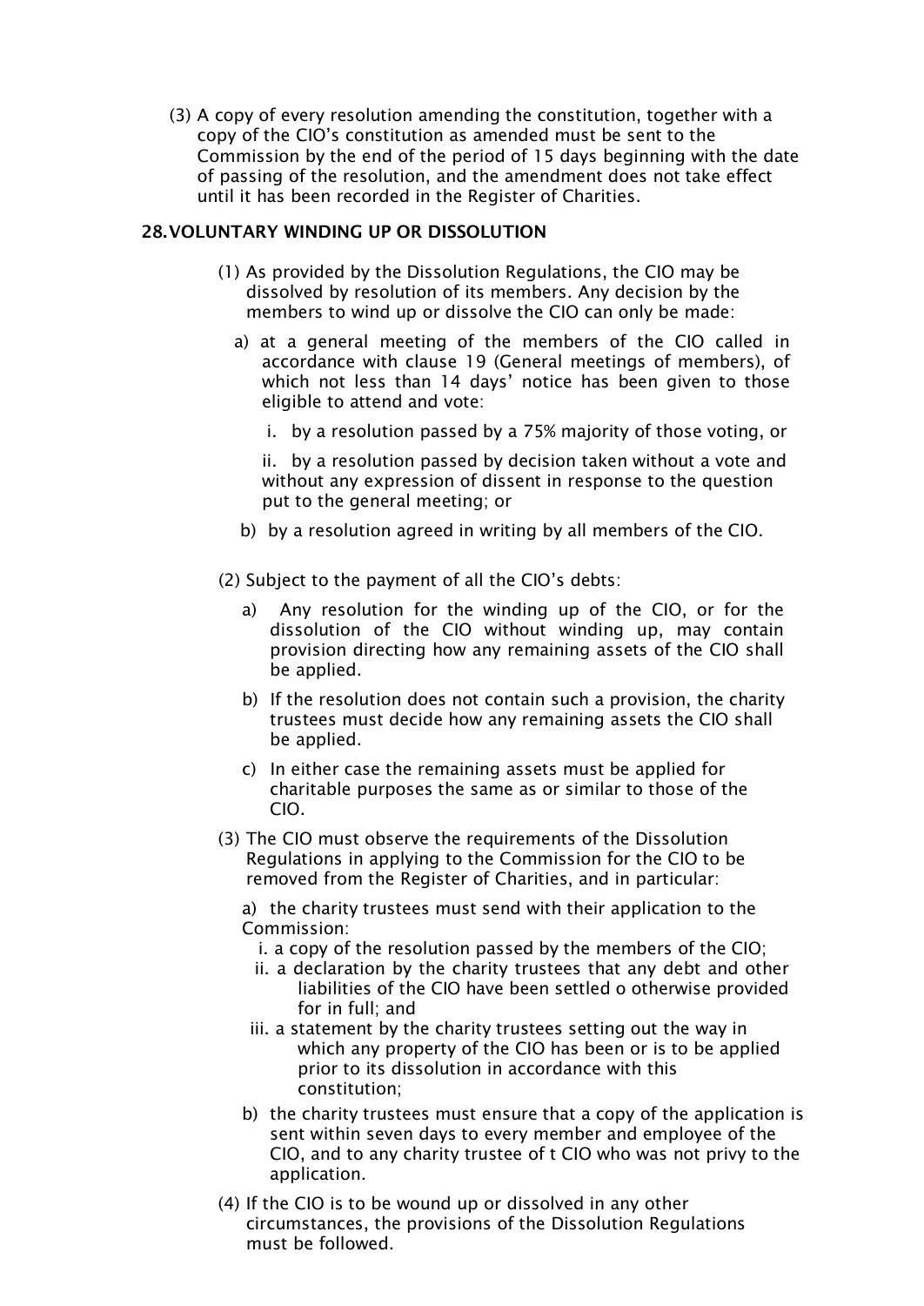(3) A copy of every resolution amending the constitution, together with a copy of the CIO's constitution as amended must be sent to the Commission by the end of the period of 15 days beginning with the date of passing of the resolution, and the amendment does not take effect until it has been recorded in the Register of Charities.

## 28. VOLUNTARY WINDING UP OR DISSOLUTION

(1) As provided by the Dissolution Regulations, the CIO may be dissolved by resolution of its members. Any decision by the members to wind up or dissolve the CIO can only be made:

a) at a general meeting of the members of the CIO called in accordance with clause 19 (General meetings of members), of which not less than 14 days' notice has been given to those eligible to attend and vote:

i. by a resolution passed by a 75% majority of those voting, or

ii. by a resolution passed by decision taken without a vote and without any expression of dissent in response to the question put to the general meeting; or

b) by a resolution agreed in writing by all members of the CIO.

(2) Subject to the payment of all the CIO's debts:

a) Any resolution for the winding up of the CIO, or for the dissolution of the CIO without winding up, may contain provision directing how any remaining assets of the CIO shall be applied.

b) If the resolution does not contain such a provision, the charity trustees must decide how any remaining assets the CIO shall be applied.

c) In either case the remaining assets must be applied for charitable purposes the same as or similar to those of the CIO.

(3) The CIO must observe the requirements of the Dissolution Regulations in applying to the Commission for the CIO to be removed from the Register of Charities, and in particular:

a) the charity trustees must send with their application to the Commission:

i. a copy of the resolution passed by the members of the CIO;

ii. a declaration by the charity trustees that any debt and other liabilities of the CIO have been settled o otherwise provided for in full; and

iii. a statement by the charity trustees setting out the way in which any property of the CIO has been or is to be applied prior to its dissolution in accordance with this constitution;

b) the charity trustees must ensure that a copy of the application is sent within seven days to every member and employee of the CIO, and to any charity trustee of t CIO who was not privy to the application.

(4) If the CIO is to be wound up or dissolved in any other circumstances, the provisions of the Dissolution Regulations must be followed.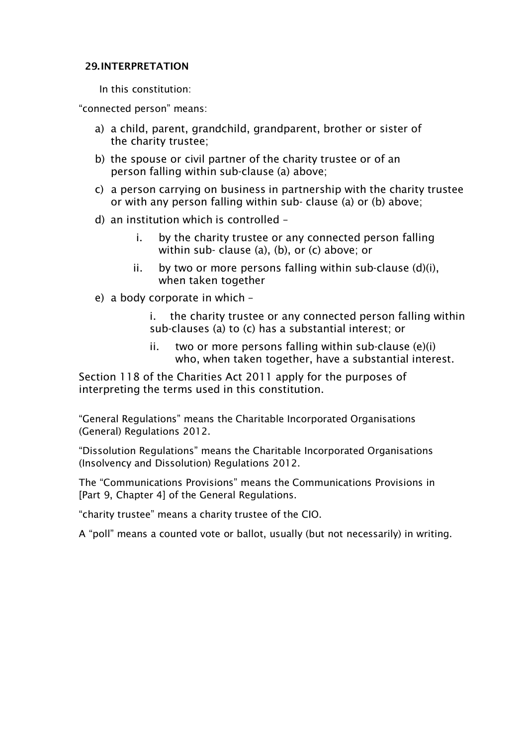## 29. INTERPRETATION

In this constitution:

"connected person" means:

a) a child, parent, grandchild, grandparent, brother or sister of the charity trustee;

b) the spouse or civil partner of the charity trustee or of an person falling within sub-clause (a) above;

c) a person carrying on business in partnership with the charity trustee or with any person falling within sub- clause (a) or (b) above;

d) an institution which is controlled –

   i. by the charity trustee or any connected person falling within sub- clause (a), (b), or (c) above; or

   ii. by two or more persons falling within sub-clause (d)(i), when taken together

e) a body corporate in which –

   i. the charity trustee or any connected person falling within sub-clauses (a) to (c) has a substantial interest; or

   ii. two or more persons falling within sub-clause (e)(i) who, when taken together, have a substantial interest.

Section 118 of the Charities Act 2011 apply for the purposes of interpreting the terms used in this constitution.

"General Regulations" means the Charitable Incorporated Organisations (General) Regulations 2012.

"Dissolution Regulations" means the Charitable Incorporated Organisations (Insolvency and Dissolution) Regulations 2012.

The "Communications Provisions" means the Communications Provisions in [Part 9, Chapter 4] of the General Regulations.

"charity trustee" means a charity trustee of the CIO.

A "poll" means a counted vote or ballot, usually (but not necessarily) in writing.